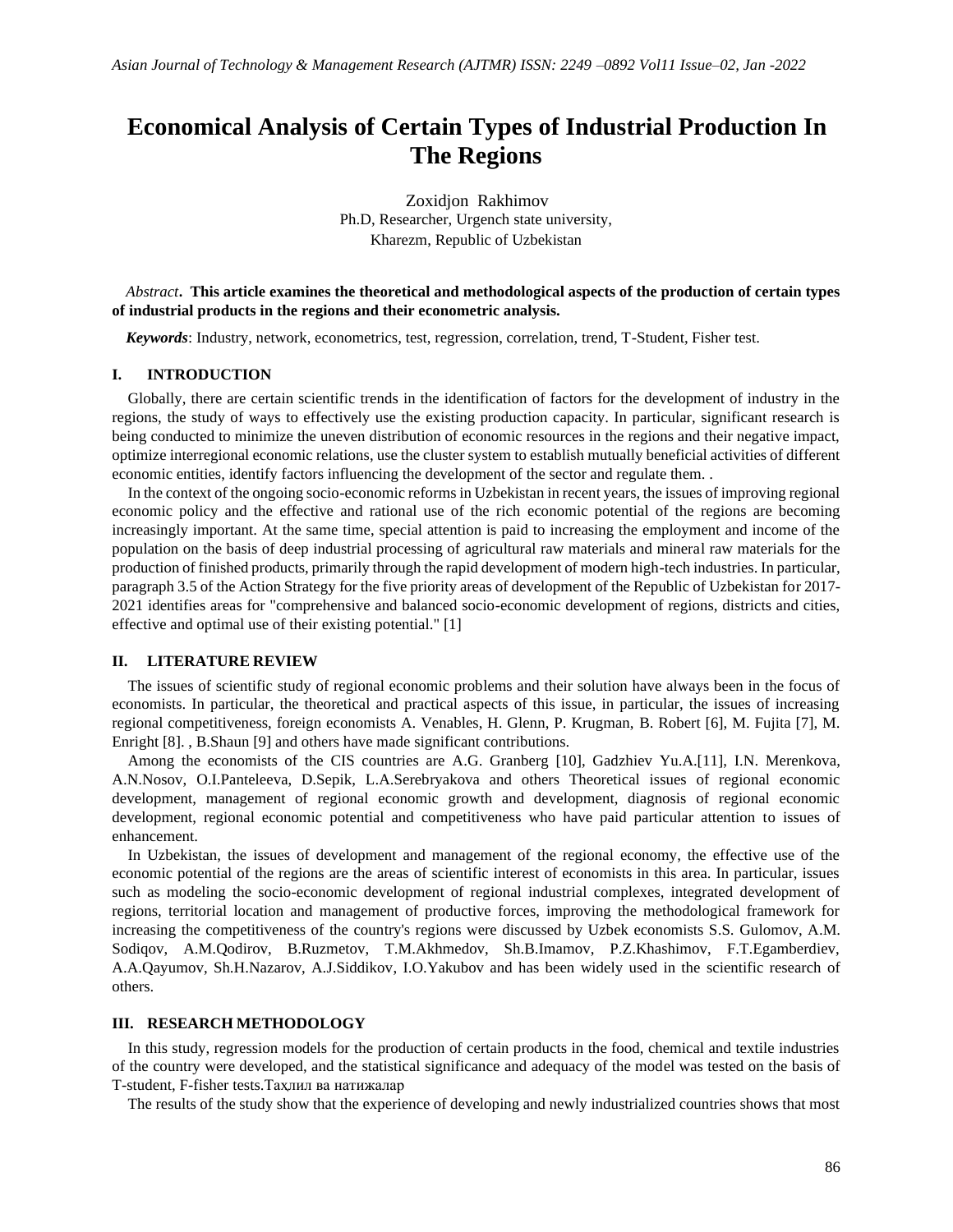# Economical Analysis of Certain Types of Industrial Production In The Regions

Zoxidjon Rakhimov
Ph.D, Researcher, Urgench state university,
Kharezm, Republic of Uzbekistan

*Abstract*. **This article examines the theoretical and methodological aspects of the production of certain types of industrial products in the regions and their econometric analysis.**

***Keywords***: Industry, network, econometrics, test, regression, correlation, trend, T-Student, Fisher test.

## I. INTRODUCTION

Globally, there are certain scientific trends in the identification of factors for the development of industry in the regions, the study of ways to effectively use the existing production capacity. In particular, significant research is being conducted to minimize the uneven distribution of economic resources in the regions and their negative impact, optimize interregional economic relations, use the cluster system to establish mutually beneficial activities of different economic entities, identify factors influencing the development of the sector and regulate them. .

In the context of the ongoing socio-economic reforms in Uzbekistan in recent years, the issues of improving regional economic policy and the effective and rational use of the rich economic potential of the regions are becoming increasingly important. At the same time, special attention is paid to increasing the employment and income of the population on the basis of deep industrial processing of agricultural raw materials and mineral raw materials for the production of finished products, primarily through the rapid development of modern high-tech industries. In particular, paragraph 3.5 of the Action Strategy for the five priority areas of development of the Republic of Uzbekistan for 2017-2021 identifies areas for "comprehensive and balanced socio-economic development of regions, districts and cities, effective and optimal use of their existing potential." [1]

## II. LITERATURE REVIEW

The issues of scientific study of regional economic problems and their solution have always been in the focus of economists. In particular, the theoretical and practical aspects of this issue, in particular, the issues of increasing regional competitiveness, foreign economists A. Venables, H. Glenn, P. Krugman, B. Robert [6], M. Fujita [7], M. Enright [8]. , B.Shaun [9] and others have made significant contributions.

Among the economists of the CIS countries are A.G. Granberg [10], Gadzhiev Yu.A.[11], I.N. Merenkova, A.N.Nosov, O.I.Panteleeva, D.Sepik, L.A.Serebryakova and others Theoretical issues of regional economic development, management of regional economic growth and development, diagnosis of regional economic development, regional economic potential and competitiveness who have paid particular attention to issues of enhancement.

In Uzbekistan, the issues of development and management of the regional economy, the effective use of the economic potential of the regions are the areas of scientific interest of economists in this area. In particular, issues such as modeling the socio-economic development of regional industrial complexes, integrated development of regions, territorial location and management of productive forces, improving the methodological framework for increasing the competitiveness of the country's regions were discussed by Uzbek economists S.S. Gulomov, A.M. Sodiqov, A.M.Qodirov, B.Ruzmetov, T.M.Akhmedov, Sh.B.Imamov, P.Z.Khashimov, F.T.Egamberdiev, A.A.Qayumov, Sh.H.Nazarov, A.J.Siddikov, I.O.Yakubov and has been widely used in the scientific research of others.

## III. RESEARCH METHODOLOGY

In this study, regression models for the production of certain products in the food, chemical and textile industries of the country were developed, and the statistical significance and adequacy of the model was tested on the basis of T-student, F-fisher tests.Таҳлил ва натижалар

The results of the study show that the experience of developing and newly industrialized countries shows that most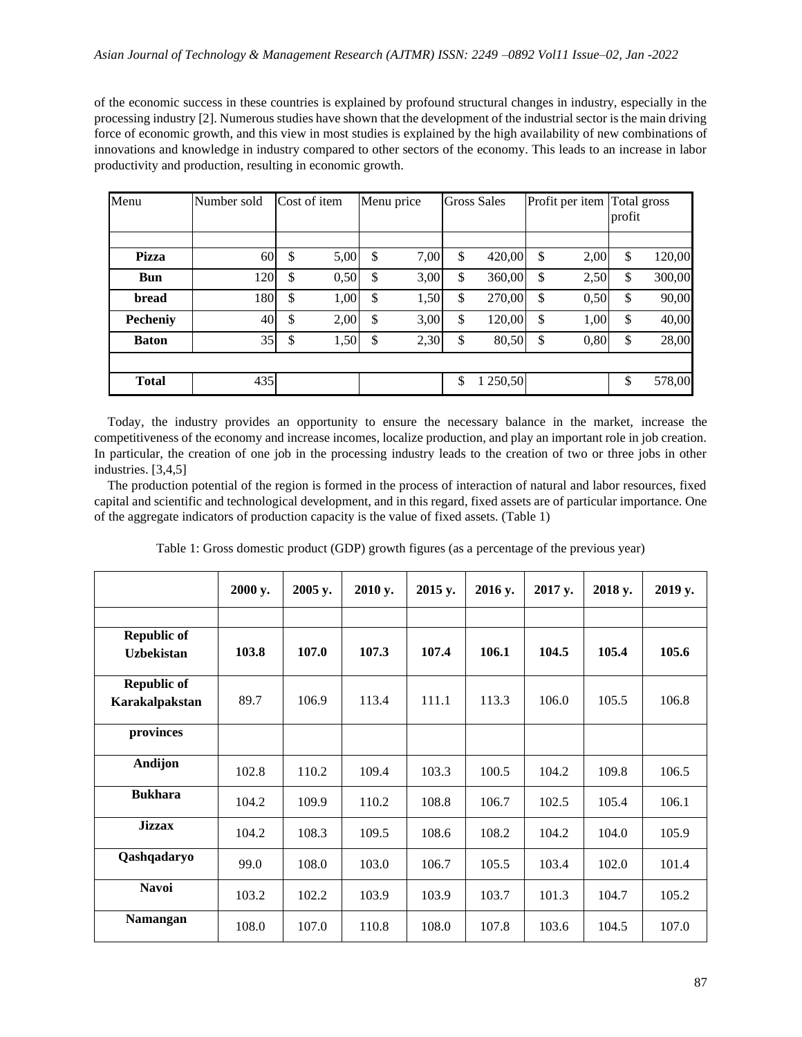of the economic success in these countries is explained by profound structural changes in industry, especially in the processing industry [2]. Numerous studies have shown that the development of the industrial sector is the main driving force of economic growth, and this view in most studies is explained by the high availability of new combinations of innovations and knowledge in industry compared to other sectors of the economy. This leads to an increase in labor productivity and production, resulting in economic growth.

| Menu | Number sold | Cost of item | Menu price | Gross Sales | Profit per item | Total gross profit |
|---|---|---|---|---|---|---|
| | | | | | | |
| **Pizza** | 60 | $ 5,00 | $ 7,00 | $ 420,00 | $ 2,00 | $ 120,00 |
| **Bun** | 120 | $ 0,50 | $ 3,00 | $ 360,00 | $ 2,50 | $ 300,00 |
| **bread** | 180 | $ 1,00 | $ 1,50 | $ 270,00 | $ 0,50 | $ 90,00 |
| **Pecheniy** | 40 | $ 2,00 | $ 3,00 | $ 120,00 | $ 1,00 | $ 40,00 |
| **Baton** | 35 | $ 1,50 | $ 2,30 | $ 80,50 | $ 0,80 | $ 28,00 |
| | | | | | | |
| **Total** | 435 | | | $ 1 250,50 | | $ 578,00 |

Today, the industry provides an opportunity to ensure the necessary balance in the market, increase the competitiveness of the economy and increase incomes, localize production, and play an important role in job creation. In particular, the creation of one job in the processing industry leads to the creation of two or three jobs in other industries. [3,4,5]

The production potential of the region is formed in the process of interaction of natural and labor resources, fixed capital and scientific and technological development, and in this regard, fixed assets are of particular importance. One of the aggregate indicators of production capacity is the value of fixed assets. (Table 1)

Table 1: Gross domestic product (GDP) growth figures (as a percentage of the previous year)

| | 2000 y. | 2005 y. | 2010 y. | 2015 y. | 2016 y. | 2017 y. | 2018 y. | 2019 y. |
|---|---|---|---|---|---|---|---|---|
| | | | | | | | | |
| **Republic of Uzbekistan** | **103.8** | **107.0** | **107.3** | **107.4** | **106.1** | **104.5** | **105.4** | **105.6** |
| **Republic of Karakalpakstan** | 89.7 | 106.9 | 113.4 | 111.1 | 113.3 | 106.0 | 105.5 | 106.8 |
| **provinces** | | | | | | | | |
| **Andijon** | 102.8 | 110.2 | 109.4 | 103.3 | 100.5 | 104.2 | 109.8 | 106.5 |
| **Bukhara** | 104.2 | 109.9 | 110.2 | 108.8 | 106.7 | 102.5 | 105.4 | 106.1 |
| **Jizzax** | 104.2 | 108.3 | 109.5 | 108.6 | 108.2 | 104.2 | 104.0 | 105.9 |
| **Qashqadaryo** | 99.0 | 108.0 | 103.0 | 106.7 | 105.5 | 103.4 | 102.0 | 101.4 |
| **Navoi** | 103.2 | 102.2 | 103.9 | 103.9 | 103.7 | 101.3 | 104.7 | 105.2 |
| **Namangan** | 108.0 | 107.0 | 110.8 | 108.0 | 107.8 | 103.6 | 104.5 | 107.0 |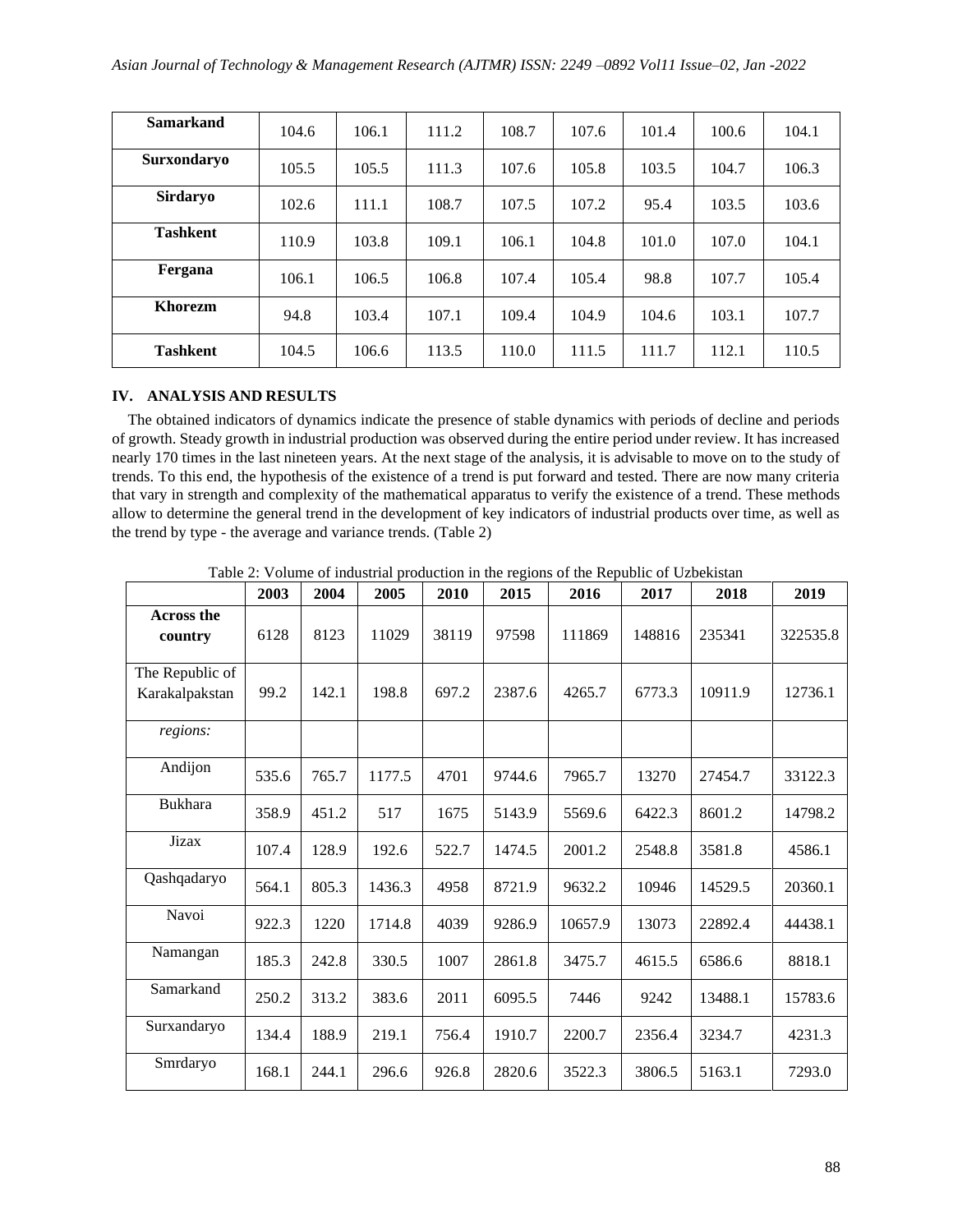| Samarkand | 104.6 | 106.1 | 111.2 | 108.7 | 107.6 | 101.4 | 100.6 | 104.1 |
|---|---|---|---|---|---|---|---|---|
| Surxondaryo | 105.5 | 105.5 | 111.3 | 107.6 | 105.8 | 103.5 | 104.7 | 106.3 |
| Sirdaryo | 102.6 | 111.1 | 108.7 | 107.5 | 107.2 | 95.4 | 103.5 | 103.6 |
| Tashkent | 110.9 | 103.8 | 109.1 | 106.1 | 104.8 | 101.0 | 107.0 | 104.1 |
| Fergana | 106.1 | 106.5 | 106.8 | 107.4 | 105.4 | 98.8 | 107.7 | 105.4 |
| Khorezm | 94.8 | 103.4 | 107.1 | 109.4 | 104.9 | 104.6 | 103.1 | 107.7 |
| Tashkent | 104.5 | 106.6 | 113.5 | 110.0 | 111.5 | 111.7 | 112.1 | 110.5 |

## IV. ANALYSIS AND RESULTS

The obtained indicators of dynamics indicate the presence of stable dynamics with periods of decline and periods of growth. Steady growth in industrial production was observed during the entire period under review. It has increased nearly 170 times in the last nineteen years. At the next stage of the analysis, it is advisable to move on to the study of trends. To this end, the hypothesis of the existence of a trend is put forward and tested. There are now many criteria that vary in strength and complexity of the mathematical apparatus to verify the existence of a trend. These methods allow to determine the general trend in the development of key indicators of industrial products over time, as well as the trend by type - the average and variance trends. (Table 2)

Table 2: Volume of industrial production in the regions of the Republic of Uzbekistan

| | 2003 | 2004 | 2005 | 2010 | 2015 | 2016 | 2017 | 2018 | 2019 |
|---|---|---|---|---|---|---|---|---|---|
| **Across the country** | 6128 | 8123 | 11029 | 38119 | 97598 | 111869 | 148816 | 235341 | 322535.8 |
| The Republic of Karakalpakstan | 99.2 | 142.1 | 198.8 | 697.2 | 2387.6 | 4265.7 | 6773.3 | 10911.9 | 12736.1 |
| *regions:* | | | | | | | | | |
| Andijon | 535.6 | 765.7 | 1177.5 | 4701 | 9744.6 | 7965.7 | 13270 | 27454.7 | 33122.3 |
| Bukhara | 358.9 | 451.2 | 517 | 1675 | 5143.9 | 5569.6 | 6422.3 | 8601.2 | 14798.2 |
| Jizax | 107.4 | 128.9 | 192.6 | 522.7 | 1474.5 | 2001.2 | 2548.8 | 3581.8 | 4586.1 |
| Qashqadaryo | 564.1 | 805.3 | 1436.3 | 4958 | 8721.9 | 9632.2 | 10946 | 14529.5 | 20360.1 |
| Navoi | 922.3 | 1220 | 1714.8 | 4039 | 9286.9 | 10657.9 | 13073 | 22892.4 | 44438.1 |
| Namangan | 185.3 | 242.8 | 330.5 | 1007 | 2861.8 | 3475.7 | 4615.5 | 6586.6 | 8818.1 |
| Samarkand | 250.2 | 313.2 | 383.6 | 2011 | 6095.5 | 7446 | 9242 | 13488.1 | 15783.6 |
| Surxandaryo | 134.4 | 188.9 | 219.1 | 756.4 | 1910.7 | 2200.7 | 2356.4 | 3234.7 | 4231.3 |
| Smrdaryo | 168.1 | 244.1 | 296.6 | 926.8 | 2820.6 | 3522.3 | 3806.5 | 5163.1 | 7293.0 |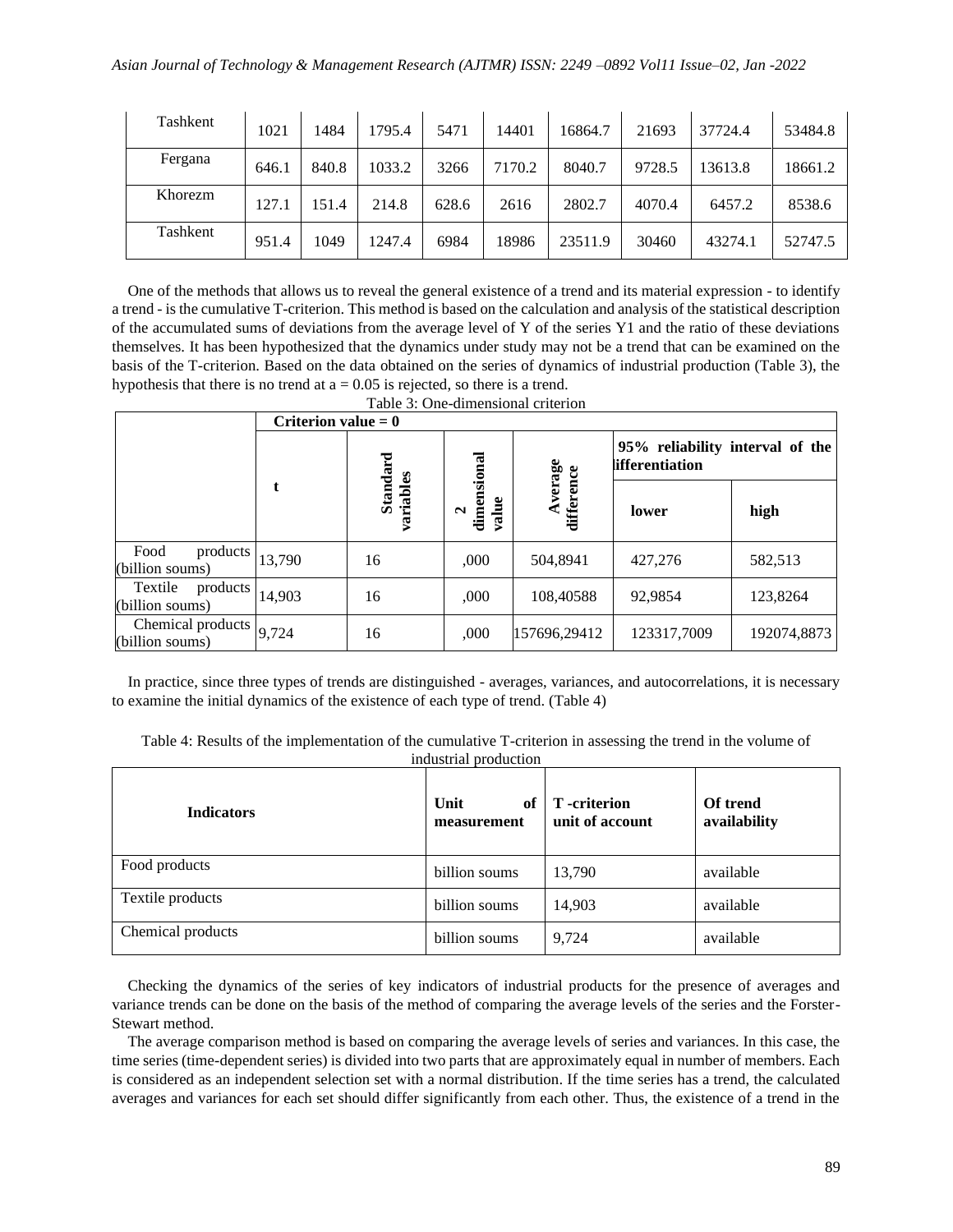| Tashkent | 1021 | 1484 | 1795.4 | 5471 | 14401 | 16864.7 | 21693 | 37724.4 | 53484.8 |
|---|---|---|---|---|---|---|---|---|---|
| Fergana | 646.1 | 840.8 | 1033.2 | 3266 | 7170.2 | 8040.7 | 9728.5 | 13613.8 | 18661.2 |
| Khorezm | 127.1 | 151.4 | 214.8 | 628.6 | 2616 | 2802.7 | 4070.4 | 6457.2 | 8538.6 |
| Tashkent | 951.4 | 1049 | 1247.4 | 6984 | 18986 | 23511.9 | 30460 | 43274.1 | 52747.5 |

One of the methods that allows us to reveal the general existence of a trend and its material expression - to identify a trend - is the cumulative T-criterion. This method is based on the calculation and analysis of the statistical description of the accumulated sums of deviations from the average level of Y of the series Y1 and the ratio of these deviations themselves. It has been hypothesized that the dynamics under study may not be a trend that can be examined on the basis of the T-criterion. Based on the data obtained on the series of dynamics of industrial production (Table 3), the hypothesis that there is no trend at a = 0.05 is rejected, so there is a trend.

Table 3: One-dimensional criterion

| | **Criterion value = 0** | | | | | |
|---|---|---|---|---|---|---|
| | **t** | **Standard variables** | **2 dimensional value** | **Average difference** | **95% reliability interval of the differentiation** | |
| | | | | | **lower** | **high** |
| Food products (billion soums) | 13,790 | 16 | ,000 | 504,8941 | 427,276 | 582,513 |
| Textile products (billion soums) | 14,903 | 16 | ,000 | 108,40588 | 92,9854 | 123,8264 |
| Chemical products (billion soums) | 9,724 | 16 | ,000 | 157696,29412 | 123317,7009 | 192074,8873 |

In practice, since three types of trends are distinguished - averages, variances, and autocorrelations, it is necessary to examine the initial dynamics of the existence of each type of trend. (Table 4)

Table 4: Results of the implementation of the cumulative T-criterion in assessing the trend in the volume of industrial production

| **Indicators** | **Unit of measurement** | **T -criterion unit of account** | **Of trend availability** |
|---|---|---|---|
| Food products | billion soums | 13,790 | available |
| Textile products | billion soums | 14,903 | available |
| Chemical products | billion soums | 9,724 | available |

Checking the dynamics of the series of key indicators of industrial products for the presence of averages and variance trends can be done on the basis of the method of comparing the average levels of the series and the Forster-Stewart method.

The average comparison method is based on comparing the average levels of series and variances. In this case, the time series (time-dependent series) is divided into two parts that are approximately equal in number of members. Each is considered as an independent selection set with a normal distribution. If the time series has a trend, the calculated averages and variances for each set should differ significantly from each other. Thus, the existence of a trend in the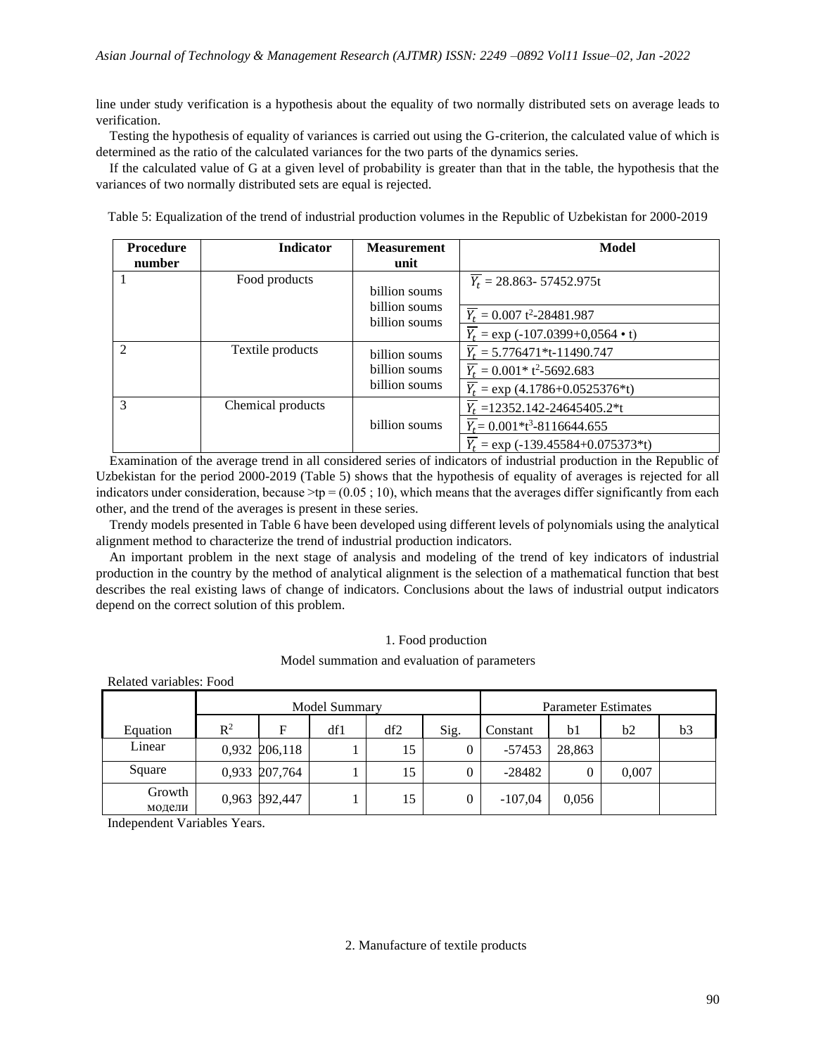line under study verification is a hypothesis about the equality of two normally distributed sets on average leads to verification.

Testing the hypothesis of equality of variances is carried out using the G-criterion, the calculated value of which is determined as the ratio of the calculated variances for the two parts of the dynamics series.

If the calculated value of G at a given level of probability is greater than that in the table, the hypothesis that the variances of two normally distributed sets are equal is rejected.

Table 5: Equalization of the trend of industrial production volumes in the Republic of Uzbekistan for 2000-2019

| Procedure number | Indicator | Measurement unit | Model |
|---|---|---|---|
| 1 | Food products | billion soums | $\overline{Y_t}$ = 28.863- 57452.975t |
| | | billion soums | $\overline{Y_t}$ = 0.007 $t^2$-28481.987 |
| | | billion soums | $\overline{Y_t}$ = exp (-107.0399+0,0564 • t) |
| 2 | Textile products | billion soums | $\overline{Y_t}$ = 5.776471*t-11490.747 |
| | | billion soums | $\overline{Y_t}$ = 0.001* $t^2$-5692.683 |
| | | billion soums | $\overline{Y_t}$ = exp (4.1786+0.0525376*t) |
| 3 | Chemical products | billion soums | $\overline{Y_t}$ =12352.142-24645405.2*t |
| | | | $\overline{Y_t}$= 0.001*$t^3$-8116644.655 |
| | | | $\overline{Y_t}$ = exp (-139.45584+0.075373*t) |

Examination of the average trend in all considered series of indicators of industrial production in the Republic of Uzbekistan for the period 2000-2019 (Table 5) shows that the hypothesis of equality of averages is rejected for all indicators under consideration, because >tp = (0.05 ; 10), which means that the averages differ significantly from each other, and the trend of the averages is present in these series.

Trendy models presented in Table 6 have been developed using different levels of polynomials using the analytical alignment method to characterize the trend of industrial production indicators.

An important problem in the next stage of analysis and modeling of the trend of key indicators of industrial production in the country by the method of analytical alignment is the selection of a mathematical function that best describes the real existing laws of change of indicators. Conclusions about the laws of industrial output indicators depend on the correct solution of this problem.

1. Food production

Model summation and evaluation of parameters

Related variables: Food

| | Model Summary | | | | | Parameter Estimates | | | |
|---|---|---|---|---|---|---|---|---|---|
| Equation | $R^2$ | F | df1 | df2 | Sig. | Constant | b1 | b2 | b3 |
| Linear | 0,932 | 206,118 | 1 | 15 | 0 | -57453 | 28,863 | | |
| Square | 0,933 | 207,764 | 1 | 15 | 0 | -28482 | 0 | 0,007 | |
| Growth модели | 0,963 | 392,447 | 1 | 15 | 0 | -107,04 | 0,056 | | |

Independent Variables Years.

2. Manufacture of textile products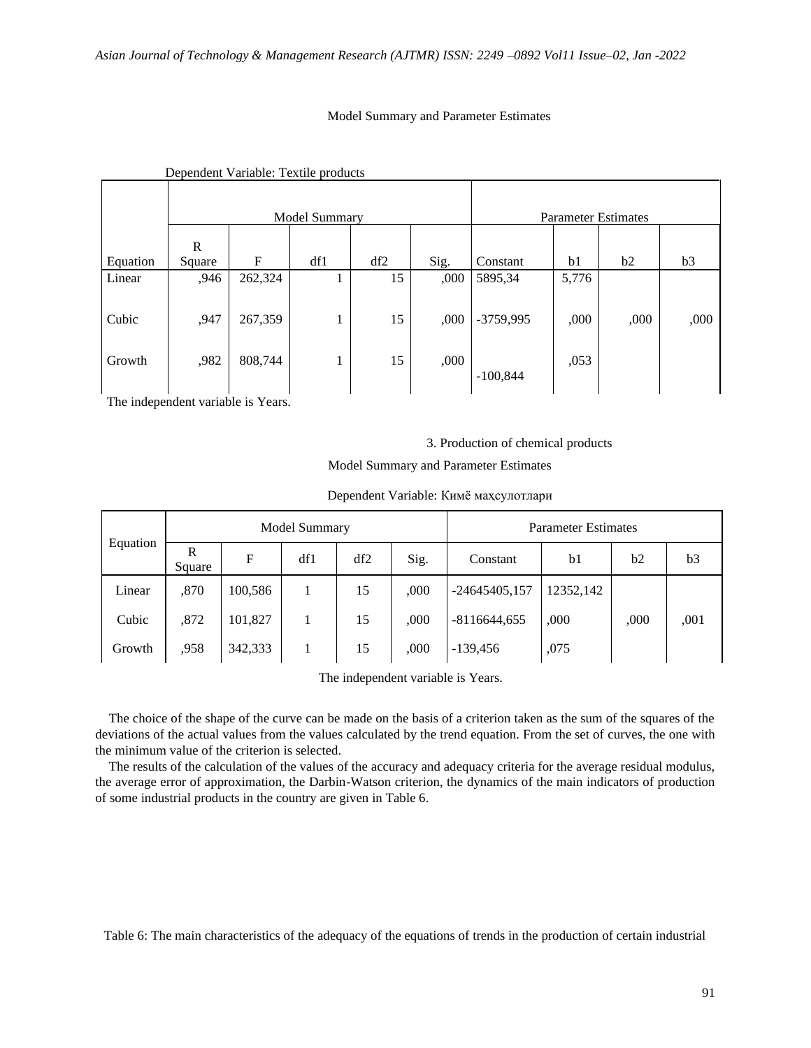Model Summary and Parameter Estimates

Dependent Variable: Textile products

| Equation | Model Summary | | | | | Parameter Estimates | | | |
|---|---|---|---|---|---|---|---|---|---|
| | R Square | F | df1 | df2 | Sig. | Constant | b1 | b2 | b3 |
| Linear | ,946 | 262,324 | 1 | 15 | ,000 | 5895,34 | 5,776 | | |
| Cubic | ,947 | 267,359 | 1 | 15 | ,000 | -3759,995 | ,000 | ,000 | ,000 |
| Growth | ,982 | 808,744 | 1 | 15 | ,000 | -100,844 | ,053 | | |

The independent variable is Years.

3. Production of chemical products

Model Summary and Parameter Estimates

Dependent Variable: Кимё маҳсулотлари

| Equation | Model Summary | | | | | Parameter Estimates | | | |
|---|---|---|---|---|---|---|---|---|---|
| | R Square | F | df1 | df2 | Sig. | Constant | b1 | b2 | b3 |
| Linear | ,870 | 100,586 | 1 | 15 | ,000 | -24645405,157 | 12352,142 | | |
| Cubic | ,872 | 101,827 | 1 | 15 | ,000 | -8116644,655 | ,000 | ,000 | ,001 |
| Growth | ,958 | 342,333 | 1 | 15 | ,000 | -139,456 | ,075 | | |

The independent variable is Years.

The choice of the shape of the curve can be made on the basis of a criterion taken as the sum of the squares of the deviations of the actual values from the values calculated by the trend equation. From the set of curves, the one with the minimum value of the criterion is selected.

The results of the calculation of the values of the accuracy and adequacy criteria for the average residual modulus, the average error of approximation, the Darbin-Watson criterion, the dynamics of the main indicators of production of some industrial products in the country are given in Table 6.

Table 6: The main characteristics of the adequacy of the equations of trends in the production of certain industrial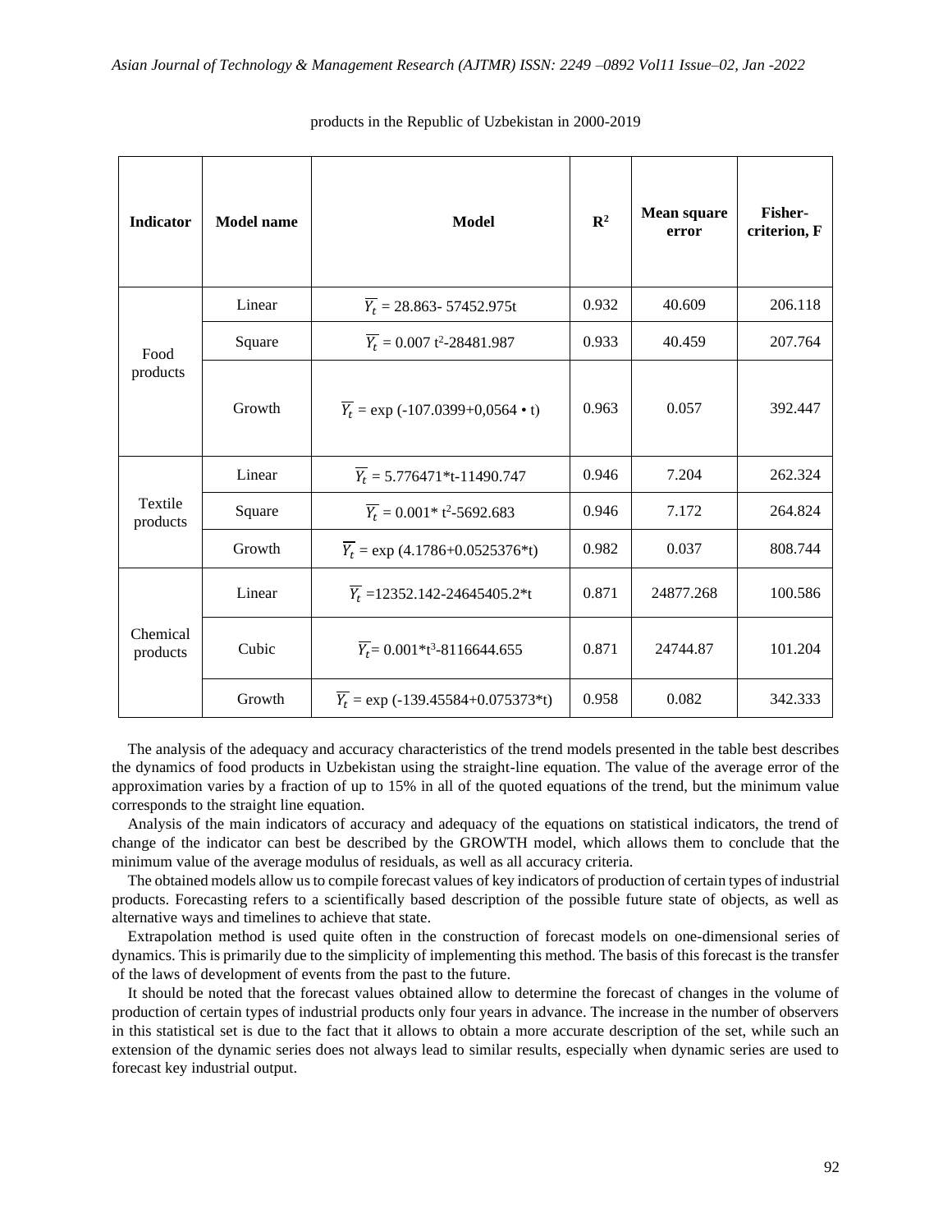products in the Republic of Uzbekistan in 2000-2019

| Indicator | Model name | Model | $R^2$ | Mean square error | Fisher-criterion, F |
|---|---|---|---|---|---|
| Food products | Linear | $\overline{Y_t}$ = 28.863- 57452.975t | 0.932 | 40.609 | 206.118 |
| | Square | $\overline{Y_t}$ = 0.007 $t^2$-28481.987 | 0.933 | 40.459 | 207.764 |
| | Growth | $\overline{Y_t}$ = exp (-107.0399+0,0564 • t) | 0.963 | 0.057 | 392.447 |
| Textile products | Linear | $\overline{Y_t}$ = 5.776471*t-11490.747 | 0.946 | 7.204 | 262.324 |
| | Square | $\overline{Y_t}$ = 0.001* $t^2$-5692.683 | 0.946 | 7.172 | 264.824 |
| | Growth | $\overline{Y_t}$ = exp (4.1786+0.0525376*t) | 0.982 | 0.037 | 808.744 |
| Chemical products | Linear | $\overline{Y_t}$ =12352.142-24645405.2*t | 0.871 | 24877.268 | 100.586 |
| | Cubic | $\overline{Y_t}$= 0.001*$t^3$-8116644.655 | 0.871 | 24744.87 | 101.204 |
| | Growth | $\overline{Y_t}$ = exp (-139.45584+0.075373*t) | 0.958 | 0.082 | 342.333 |

The analysis of the adequacy and accuracy characteristics of the trend models presented in the table best describes the dynamics of food products in Uzbekistan using the straight-line equation. The value of the average error of the approximation varies by a fraction of up to 15% in all of the quoted equations of the trend, but the minimum value corresponds to the straight line equation.

Analysis of the main indicators of accuracy and adequacy of the equations on statistical indicators, the trend of change of the indicator can best be described by the GROWTH model, which allows them to conclude that the minimum value of the average modulus of residuals, as well as all accuracy criteria.

The obtained models allow us to compile forecast values of key indicators of production of certain types of industrial products. Forecasting refers to a scientifically based description of the possible future state of objects, as well as alternative ways and timelines to achieve that state.

Extrapolation method is used quite often in the construction of forecast models on one-dimensional series of dynamics. This is primarily due to the simplicity of implementing this method. The basis of this forecast is the transfer of the laws of development of events from the past to the future.

It should be noted that the forecast values obtained allow to determine the forecast of changes in the volume of production of certain types of industrial products only four years in advance. The increase in the number of observers in this statistical set is due to the fact that it allows to obtain a more accurate description of the set, while such an extension of the dynamic series does not always lead to similar results, especially when dynamic series are used to forecast key industrial output.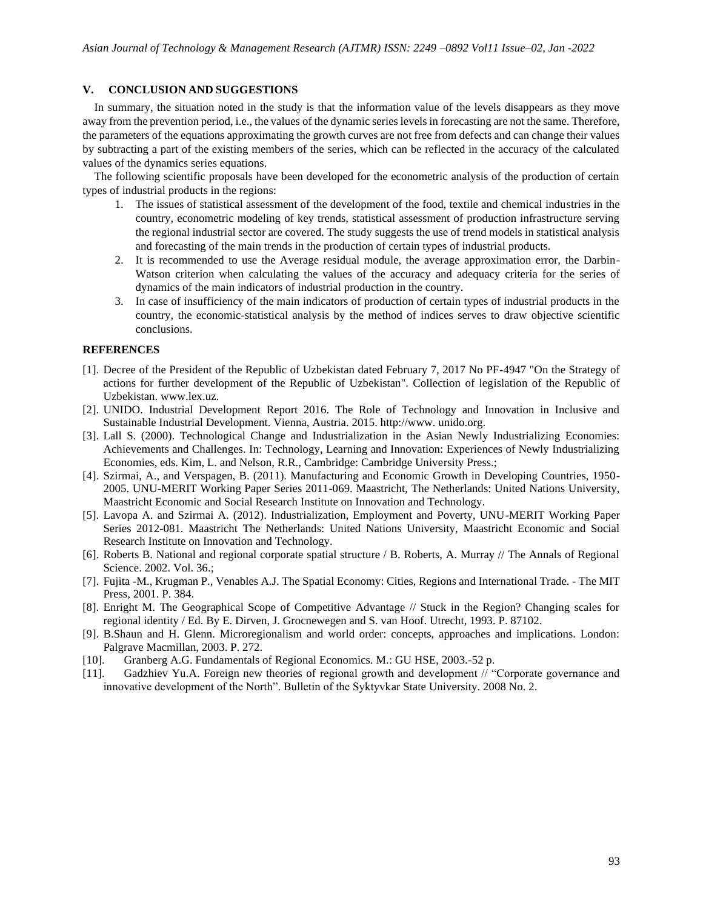## V. CONCLUSION AND SUGGESTIONS

In summary, the situation noted in the study is that the information value of the levels disappears as they move away from the prevention period, i.e., the values of the dynamic series levels in forecasting are not the same. Therefore, the parameters of the equations approximating the growth curves are not free from defects and can change their values by subtracting a part of the existing members of the series, which can be reflected in the accuracy of the calculated values of the dynamics series equations.

The following scientific proposals have been developed for the econometric analysis of the production of certain types of industrial products in the regions:

1. The issues of statistical assessment of the development of the food, textile and chemical industries in the country, econometric modeling of key trends, statistical assessment of production infrastructure serving the regional industrial sector are covered. The study suggests the use of trend models in statistical analysis and forecasting of the main trends in the production of certain types of industrial products.
2. It is recommended to use the Average residual module, the average approximation error, the Darbin-Watson criterion when calculating the values of the accuracy and adequacy criteria for the series of dynamics of the main indicators of industrial production in the country.
3. In case of insufficiency of the main indicators of production of certain types of industrial products in the country, the economic-statistical analysis by the method of indices serves to draw objective scientific conclusions.

## REFERENCES

[1]. Decree of the President of the Republic of Uzbekistan dated February 7, 2017 No PF-4947 "On the Strategy of actions for further development of the Republic of Uzbekistan". Collection of legislation of the Republic of Uzbekistan. www.lex.uz.

[2]. UNIDO. Industrial Development Report 2016. The Role of Technology and Innovation in Inclusive and Sustainable Industrial Development. Vienna, Austria. 2015. http://www. unido.org.

[3]. Lall S. (2000). Technological Change and Industrialization in the Asian Newly Industrializing Economies: Achievements and Challenges. In: Technology, Learning and Innovation: Experiences of Newly Industrializing Economies, eds. Kim, L. and Nelson, R.R., Cambridge: Cambridge University Press.;

[4]. Szirmai, A., and Verspagen, B. (2011). Manufacturing and Economic Growth in Developing Countries, 1950-2005. UNU-MERIT Working Paper Series 2011-069. Maastricht, The Netherlands: United Nations University, Maastricht Economic and Social Research Institute on Innovation and Technology.

[5]. Lavopa A. and Szirmai A. (2012). Industrialization, Employment and Poverty, UNU-MERIT Working Paper Series 2012-081. Maastricht The Netherlands: United Nations University, Maastricht Economic and Social Research Institute on Innovation and Technology.

[6]. Roberts B. National and regional corporate spatial structure / B. Roberts, A. Murray // The Annals of Regional Science. 2002. Vol. 36.;

[7]. Fujita -M., Krugman P., Venables A.J. The Spatial Economy: Cities, Regions and International Trade. - The MIT Press, 2001. P. 384.

[8]. Enright M. The Geographical Scope of Competitive Advantage // Stuck in the Region? Changing scales for regional identity / Ed. By E. Dirven, J. Grocnewegen and S. van Hoof. Utrecht, 1993. P. 87102.

[9]. B.Shaun and H. Glenn. Microregionalism and world order: concepts, approaches and implications. London: Palgrave Macmillan, 2003. P. 272.

[10]. Granberg A.G. Fundamentals of Regional Economics. M.: GU HSE, 2003.-52 p.

[11]. Gadzhiev Yu.A. Foreign new theories of regional growth and development // "Corporate governance and innovative development of the North". Bulletin of the Syktyvkar State University. 2008 No. 2.